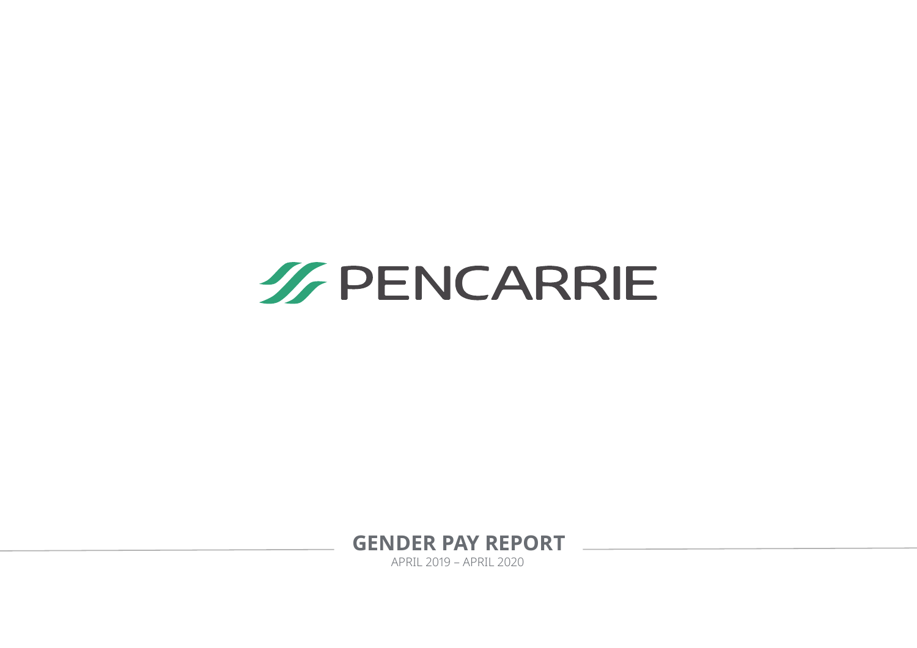# PENCARRIE

## GENDER PAY REPORT

APRIL 2019 – APRIL 2020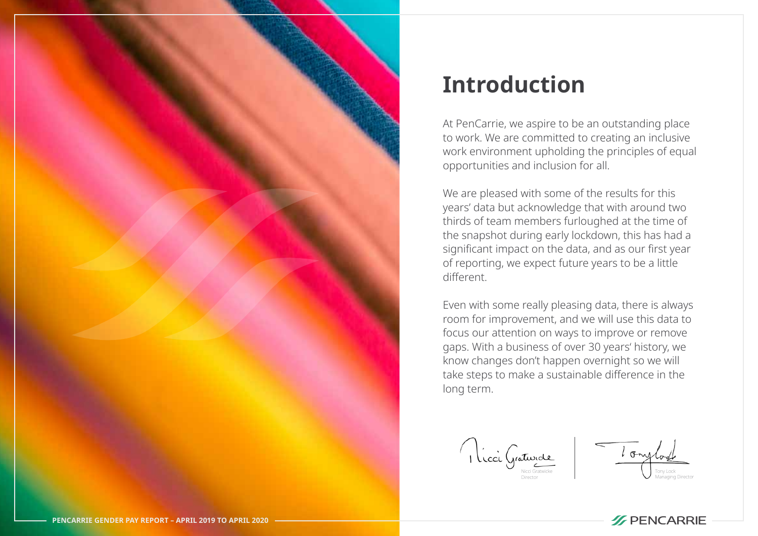# Introduction

At PenCarrie, we aspire to be an outstanding place to work. We are committed to creating an inclusive work environment upholding the principles of equal opportunities and inclusion for all.

We are pleased with some of the results for this years' data but acknowledge that with around two thirds of team members furloughed at the time of the snapshot during early lockdown, this has had a significant impact on the data, and as our first year of reporting, we expect future years to be a little different.

Even with some really pleasing data, there is always room for improvement, and we will use this data to focus our attention on ways to improve or remove gaps. With a business of over 30 years' history, we know changes don't happen overnight so we will take steps to make a sustainable difference in the long term.

Nicci Gratwicke
Director

Tony Lock
Managing Director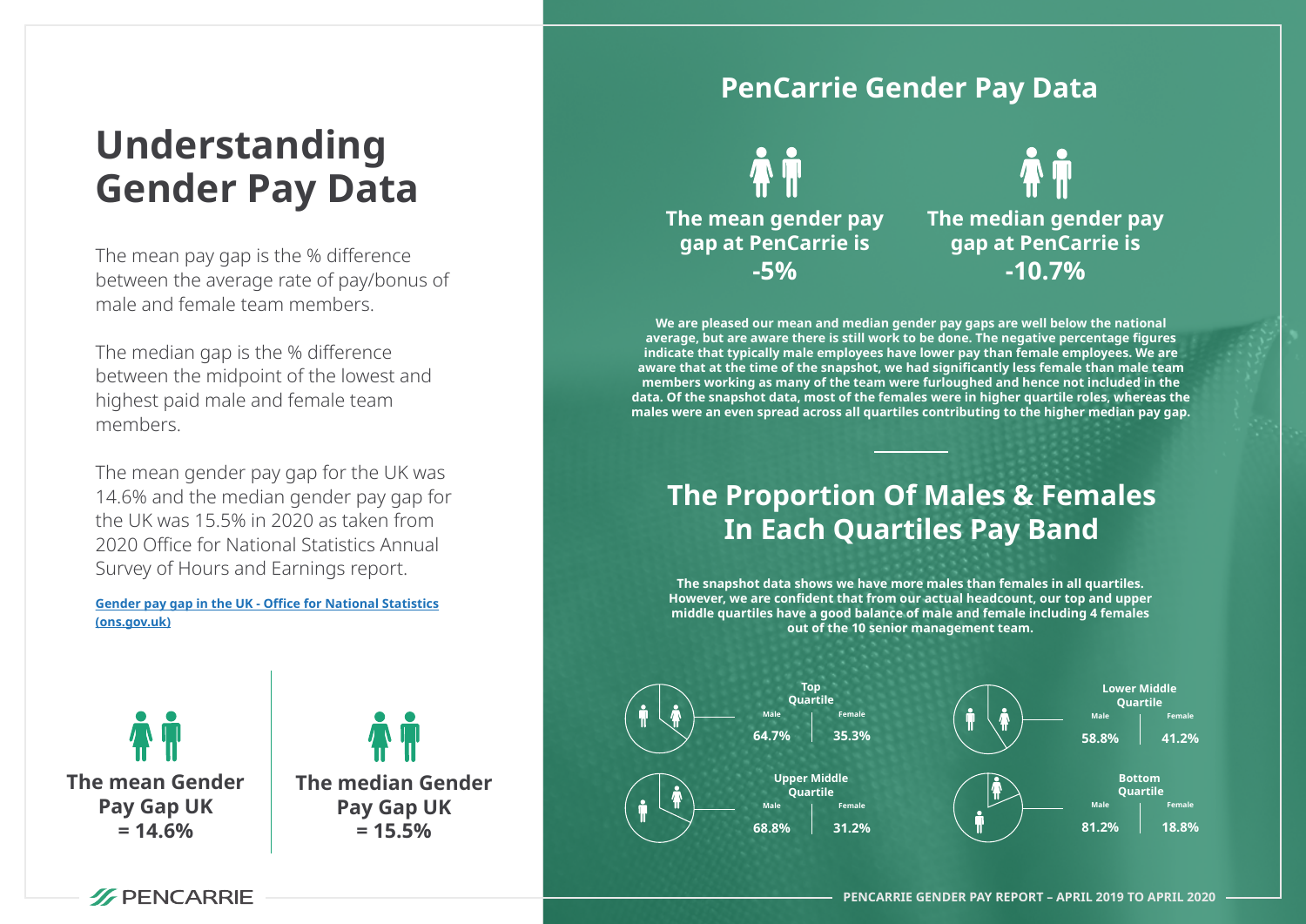# Understanding Gender Pay Data

The mean pay gap is the % difference between the average rate of pay/bonus of male and female team members.

The median gap is the % difference between the midpoint of the lowest and highest paid male and female team members.

The mean gender pay gap for the UK was 14.6% and the median gender pay gap for the UK was 15.5% in 2020 as taken from 2020 Office for National Statistics Annual Survey of Hours and Earnings report.

[Gender pay gap in the UK - Office for National Statistics (ons.gov.uk)]

**The mean Gender Pay Gap UK = 14.6%**

**The median Gender Pay Gap UK = 15.5%**

## PenCarrie Gender Pay Data

**The mean gender pay gap at PenCarrie is -5%**

**The median gender pay gap at PenCarrie is -10.7%**

**We are pleased our mean and median gender pay gaps are well below the national average, but are aware there is still work to be done. The negative percentage figures indicate that typically male employees have lower pay than female employees. We are aware that at the time of the snapshot, we had significantly less female than male team members working as many of the team were furloughed and hence not included in the data. Of the snapshot data, most of the females were in higher quartile roles, whereas the males were an even spread across all quartiles contributing to the higher median pay gap.**

## The Proportion Of Males & Females In Each Quartiles Pay Band

**The snapshot data shows we have more males than females in all quartiles. However, we are confident that from our actual headcount, our top and upper middle quartiles have a good balance of male and female including 4 females out of the 10 senior management team.**

| Quartile | Male | Female |
|---|---|---|
| Top Quartile | 64.7% | 35.3% |
| Upper Middle Quartile | 68.8% | 31.2% |
| Lower Middle Quartile | 58.8% | 41.2% |
| Bottom Quartile | 81.2% | 18.8% |

PENCARRIE GENDER PAY REPORT – APRIL 2019 TO APRIL 2020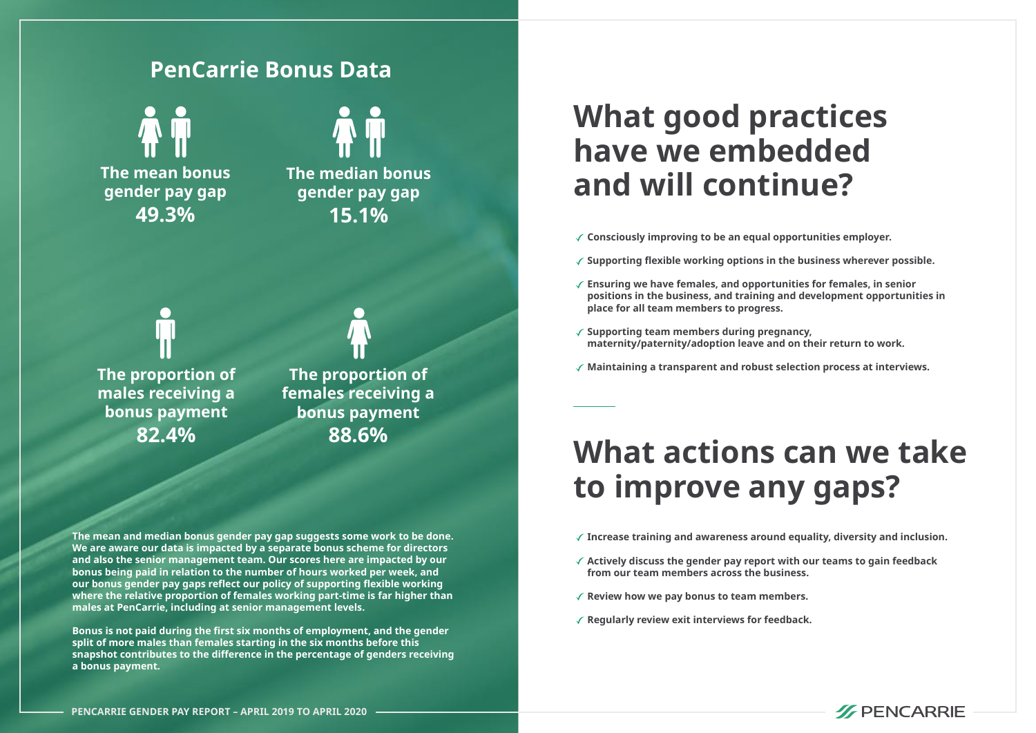## PenCarrie Bonus Data

**The mean bonus gender pay gap**
**49.3%**

**The median bonus gender pay gap**
**15.1%**

**The proportion of males receiving a bonus payment**
**82.4%**

**The proportion of females receiving a bonus payment**
**88.6%**

**The mean and median bonus gender pay gap suggests some work to be done. We are aware our data is impacted by a separate bonus scheme for directors and also the senior management team. Our scores here are impacted by our bonus being paid in relation to the number of hours worked per week, and our bonus gender pay gaps reflect our policy of supporting flexible working where the relative proportion of females working part-time is far higher than males at PenCarrie, including at senior management levels.**

**Bonus is not paid during the first six months of employment, and the gender split of more males than females starting in the six months before this snapshot contributes to the difference in the percentage of genders receiving a bonus payment.**

# What good practices have we embedded and will continue?

- ✓ **Consciously improving to be an equal opportunities employer.**
- ✓ **Supporting flexible working options in the business wherever possible.**
- ✓ **Ensuring we have females, and opportunities for females, in senior positions in the business, and training and development opportunities in place for all team members to progress.**
- ✓ **Supporting team members during pregnancy, maternity/paternity/adoption leave and on their return to work.**
- ✓ **Maintaining a transparent and robust selection process at interviews.**

# What actions can we take to improve any gaps?

- ✓ **Increase training and awareness around equality, diversity and inclusion.**
- ✓ **Actively discuss the gender pay report with our teams to gain feedback from our team members across the business.**
- ✓ **Review how we pay bonus to team members.**
- ✓ **Regularly review exit interviews for feedback.**